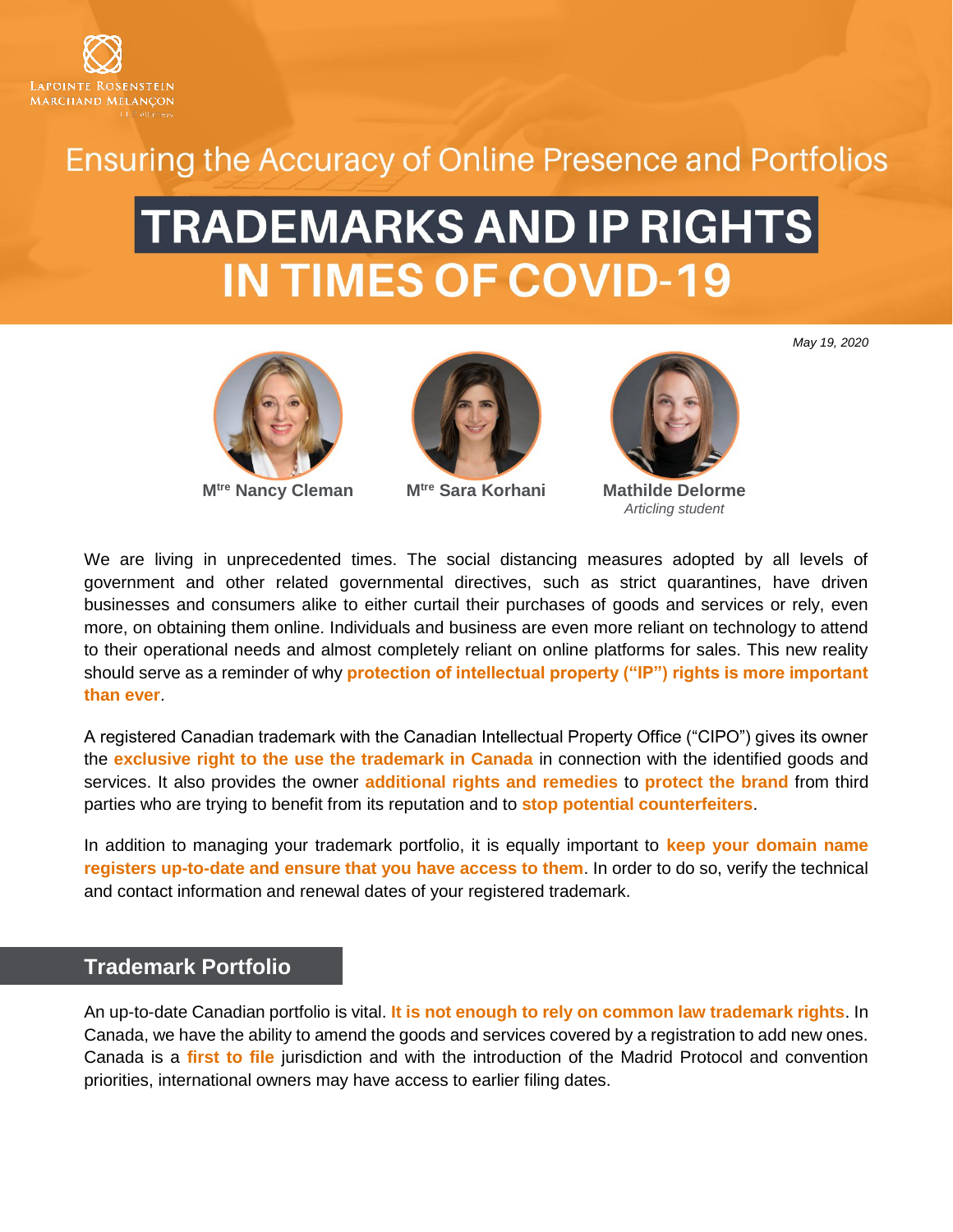Lapointe Rosenstein Marchand Melançon

Ensuring the Accuracy of Online Presence and Portfolios

# TRADEMARKS AND IP RIGHTS IN TIMES OF COVID-19

*May 19, 2020*

**Mtre Nancy Cleman**

**Mtre Sara Korhani**

**Mathilde Delorme**
*Articling student*

We are living in unprecedented times. The social distancing measures adopted by all levels of government and other related governmental directives, such as strict quarantines, have driven businesses and consumers alike to either curtail their purchases of goods and services or rely, even more, on obtaining them online. Individuals and business are even more reliant on technology to attend to their operational needs and almost completely reliant on online platforms for sales. This new reality should serve as a reminder of why **protection of intellectual property ("IP") rights is more important than ever**.

A registered Canadian trademark with the Canadian Intellectual Property Office ("CIPO") gives its owner the **exclusive right to the use the trademark in Canada** in connection with the identified goods and services. It also provides the owner **additional rights and remedies** to **protect the brand** from third parties who are trying to benefit from its reputation and to **stop potential counterfeiters**.

In addition to managing your trademark portfolio, it is equally important to **keep your domain name registers up-to-date and ensure that you have access to them**. In order to do so, verify the technical and contact information and renewal dates of your registered trademark.

## Trademark Portfolio

An up-to-date Canadian portfolio is vital. **It is not enough to rely on common law trademark rights**. In Canada, we have the ability to amend the goods and services covered by a registration to add new ones. Canada is a **first to file** jurisdiction and with the introduction of the Madrid Protocol and convention priorities, international owners may have access to earlier filing dates.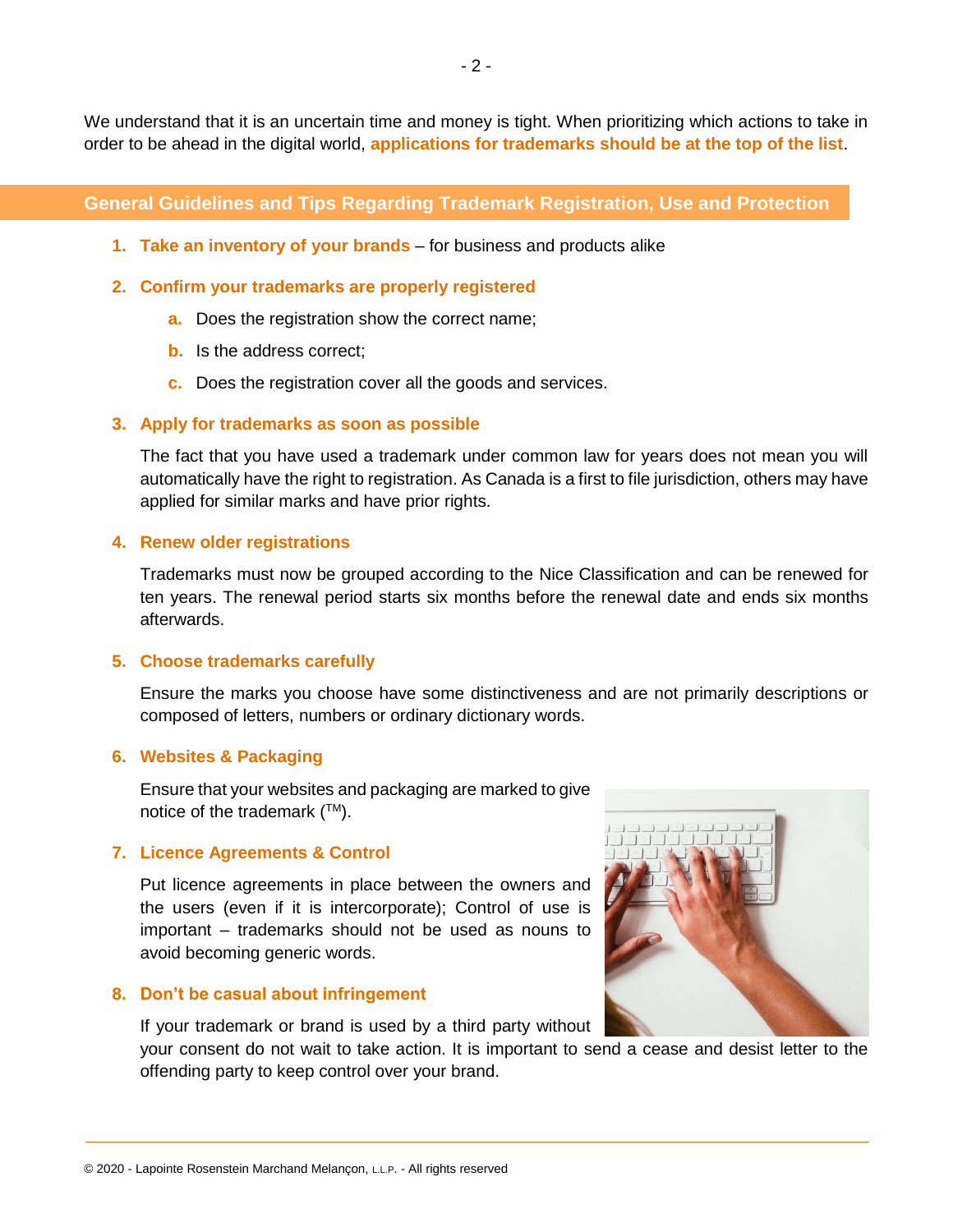We understand that it is an uncertain time and money is tight. When prioritizing which actions to take in order to be ahead in the digital world, **applications for trademarks should be at the top of the list**.

## General Guidelines and Tips Regarding Trademark Registration, Use and Protection

1. **Take an inventory of your brands** – for business and products alike

2. **Confirm your trademarks are properly registered**

   a. Does the registration show the correct name;

   b. Is the address correct;

   c. Does the registration cover all the goods and services.

3. **Apply for trademarks as soon as possible**

   The fact that you have used a trademark under common law for years does not mean you will automatically have the right to registration. As Canada is a first to file jurisdiction, others may have applied for similar marks and have prior rights.

4. **Renew older registrations**

   Trademarks must now be grouped according to the Nice Classification and can be renewed for ten years. The renewal period starts six months before the renewal date and ends six months afterwards.

5. **Choose trademarks carefully**

   Ensure the marks you choose have some distinctiveness and are not primarily descriptions or composed of letters, numbers or ordinary dictionary words.

6. **Websites & Packaging**

   Ensure that your websites and packaging are marked to give notice of the trademark (™).

7. **Licence Agreements & Control**

   Put licence agreements in place between the owners and the users (even if it is intercorporate); Control of use is important – trademarks should not be used as nouns to avoid becoming generic words.

8. **Don't be casual about infringement**

   If your trademark or brand is used by a third party without your consent do not wait to take action. It is important to send a cease and desist letter to the offending party to keep control over your brand.

© 2020 - Lapointe Rosenstein Marchand Melançon, L.L.P. - All rights reserved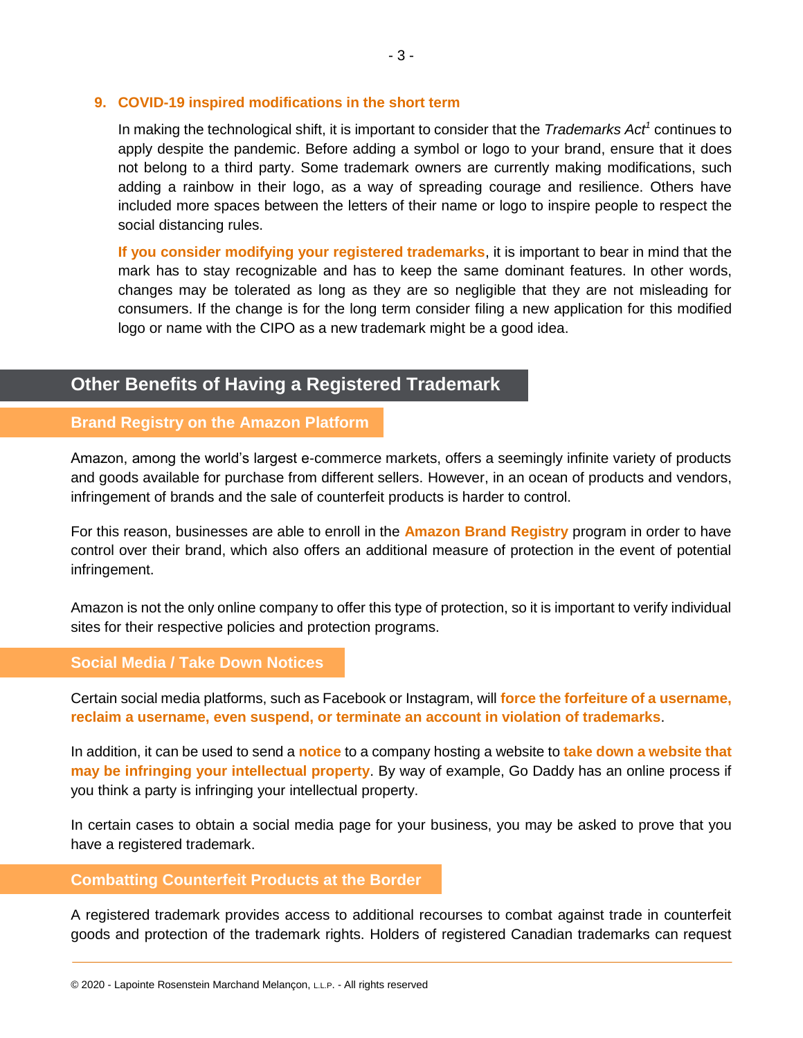### 9. COVID-19 inspired modifications in the short term

In making the technological shift, it is important to consider that the *Trademarks Act*[1] continues to apply despite the pandemic. Before adding a symbol or logo to your brand, ensure that it does not belong to a third party. Some trademark owners are currently making modifications, such adding a rainbow in their logo, as a way of spreading courage and resilience. Others have included more spaces between the letters of their name or logo to inspire people to respect the social distancing rules.

**If you consider modifying your registered trademarks**, it is important to bear in mind that the mark has to stay recognizable and has to keep the same dominant features. In other words, changes may be tolerated as long as they are so negligible that they are not misleading for consumers. If the change is for the long term consider filing a new application for this modified logo or name with the CIPO as a new trademark might be a good idea.

## Other Benefits of Having a Registered Trademark

### Brand Registry on the Amazon Platform

Amazon, among the world's largest e-commerce markets, offers a seemingly infinite variety of products and goods available for purchase from different sellers. However, in an ocean of products and vendors, infringement of brands and the sale of counterfeit products is harder to control.

For this reason, businesses are able to enroll in the **Amazon Brand Registry** program in order to have control over their brand, which also offers an additional measure of protection in the event of potential infringement.

Amazon is not the only online company to offer this type of protection, so it is important to verify individual sites for their respective policies and protection programs.

### Social Media / Take Down Notices

Certain social media platforms, such as Facebook or Instagram, will **force the forfeiture of a username, reclaim a username, even suspend, or terminate an account in violation of trademarks**.

In addition, it can be used to send a **notice** to a company hosting a website to **take down a website that may be infringing your intellectual property**. By way of example, Go Daddy has an online process if you think a party is infringing your intellectual property.

In certain cases to obtain a social media page for your business, you may be asked to prove that you have a registered trademark.

### Combatting Counterfeit Products at the Border

A registered trademark provides access to additional recourses to combat against trade in counterfeit goods and protection of the trademark rights. Holders of registered Canadian trademarks can request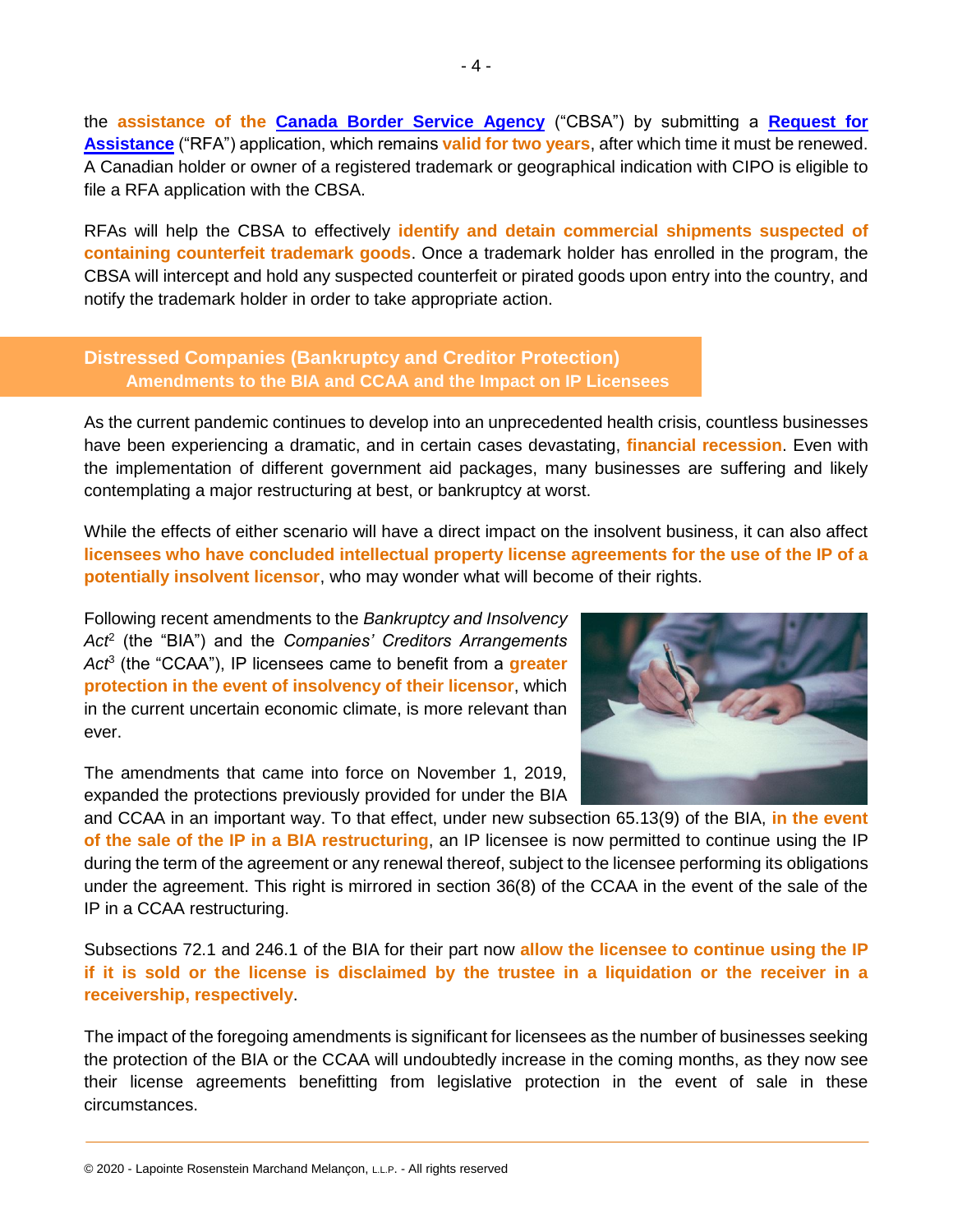the **assistance of the** **Canada Border Service Agency** ("CBSA") by submitting a **Request for Assistance** ("RFA") application, which remains **valid for two years**, after which time it must be renewed. A Canadian holder or owner of a registered trademark or geographical indication with CIPO is eligible to file a RFA application with the CBSA.

RFAs will help the CBSA to effectively **identify and detain commercial shipments suspected of containing counterfeit trademark goods**. Once a trademark holder has enrolled in the program, the CBSA will intercept and hold any suspected counterfeit or pirated goods upon entry into the country, and notify the trademark holder in order to take appropriate action.

## Distressed Companies (Bankruptcy and Creditor Protection)

### Amendments to the BIA and CCAA and the Impact on IP Licensees

As the current pandemic continues to develop into an unprecedented health crisis, countless businesses have been experiencing a dramatic, and in certain cases devastating, **financial recession**. Even with the implementation of different government aid packages, many businesses are suffering and likely contemplating a major restructuring at best, or bankruptcy at worst.

While the effects of either scenario will have a direct impact on the insolvent business, it can also affect **licensees who have concluded intellectual property license agreements for the use of the IP of a potentially insolvent licensor**, who may wonder what will become of their rights.

Following recent amendments to the *Bankruptcy and Insolvency Act*[2] (the "BIA") and the *Companies' Creditors Arrangements Act*[3] (the "CCAA"), IP licensees came to benefit from a **greater protection in the event of insolvency of their licensor**, which in the current uncertain economic climate, is more relevant than ever.

The amendments that came into force on November 1, 2019, expanded the protections previously provided for under the BIA and CCAA in an important way. To that effect, under new subsection 65.13(9) of the BIA, **in the event of the sale of the IP in a BIA restructuring**, an IP licensee is now permitted to continue using the IP during the term of the agreement or any renewal thereof, subject to the licensee performing its obligations under the agreement. This right is mirrored in section 36(8) of the CCAA in the event of the sale of the IP in a CCAA restructuring.

Subsections 72.1 and 246.1 of the BIA for their part now **allow the licensee to continue using the IP if it is sold or the license is disclaimed by the trustee in a liquidation or the receiver in a receivership, respectively**.

The impact of the foregoing amendments is significant for licensees as the number of businesses seeking the protection of the BIA or the CCAA will undoubtedly increase in the coming months, as they now see their license agreements benefitting from legislative protection in the event of sale in these circumstances.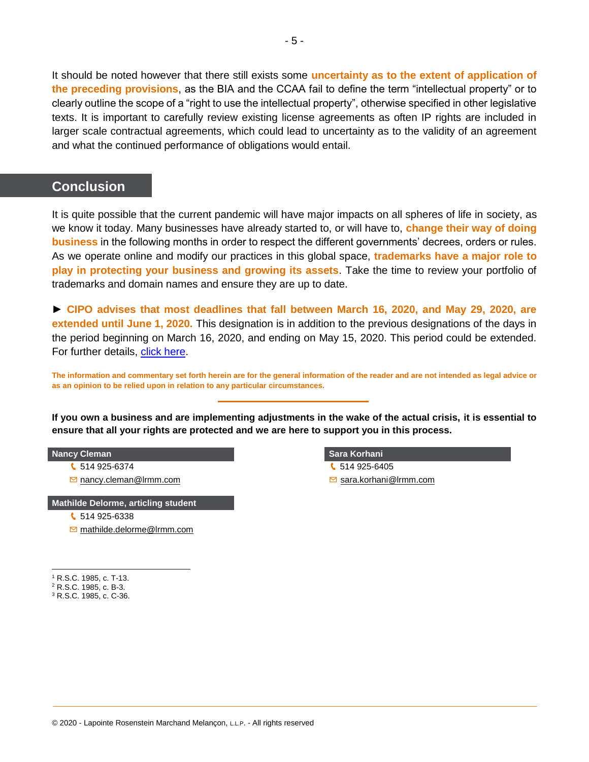It should be noted however that there still exists some **uncertainty as to the extent of application of the preceding provisions**, as the BIA and the CCAA fail to define the term "intellectual property" or to clearly outline the scope of a "right to use the intellectual property", otherwise specified in other legislative texts. It is important to carefully review existing license agreements as often IP rights are included in larger scale contractual agreements, which could lead to uncertainty as to the validity of an agreement and what the continued performance of obligations would entail.

## Conclusion

It is quite possible that the current pandemic will have major impacts on all spheres of life in society, as we know it today. Many businesses have already started to, or will have to, **change their way of doing business** in the following months in order to respect the different governments' decrees, orders or rules. As we operate online and modify our practices in this global space, **trademarks have a major role to play in protecting your business and growing its assets**. Take the time to review your portfolio of trademarks and domain names and ensure they are up to date.

► **CIPO advises that most deadlines that fall between March 16, 2020, and May 29, 2020, are extended until June 1, 2020.** This designation is in addition to the previous designations of the days in the period beginning on March 16, 2020, and ending on May 15, 2020. This period could be extended. For further details, click here.

**The information and commentary set forth herein are for the general information of the reader and are not intended as legal advice or as an opinion to be relied upon in relation to any particular circumstances.**

---

**If you own a business and are implementing adjustments in the wake of the actual crisis, it is essential to ensure that all your rights are protected and we are here to support you in this process.**

**Nancy Cleman**
514 925-6374
nancy.cleman@lrmm.com

**Sara Korhani**
514 925-6405
sara.korhani@lrmm.com

**Mathilde Delorme, articling student**
514 925-6338
mathilde.delorme@lrmm.com

---

[1] R.S.C. 1985, c. T-13.
[2] R.S.C. 1985, c. B-3.
[3] R.S.C. 1985, c. C-36.

© 2020 - Lapointe Rosenstein Marchand Melançon, L.L.P. - All rights reserved